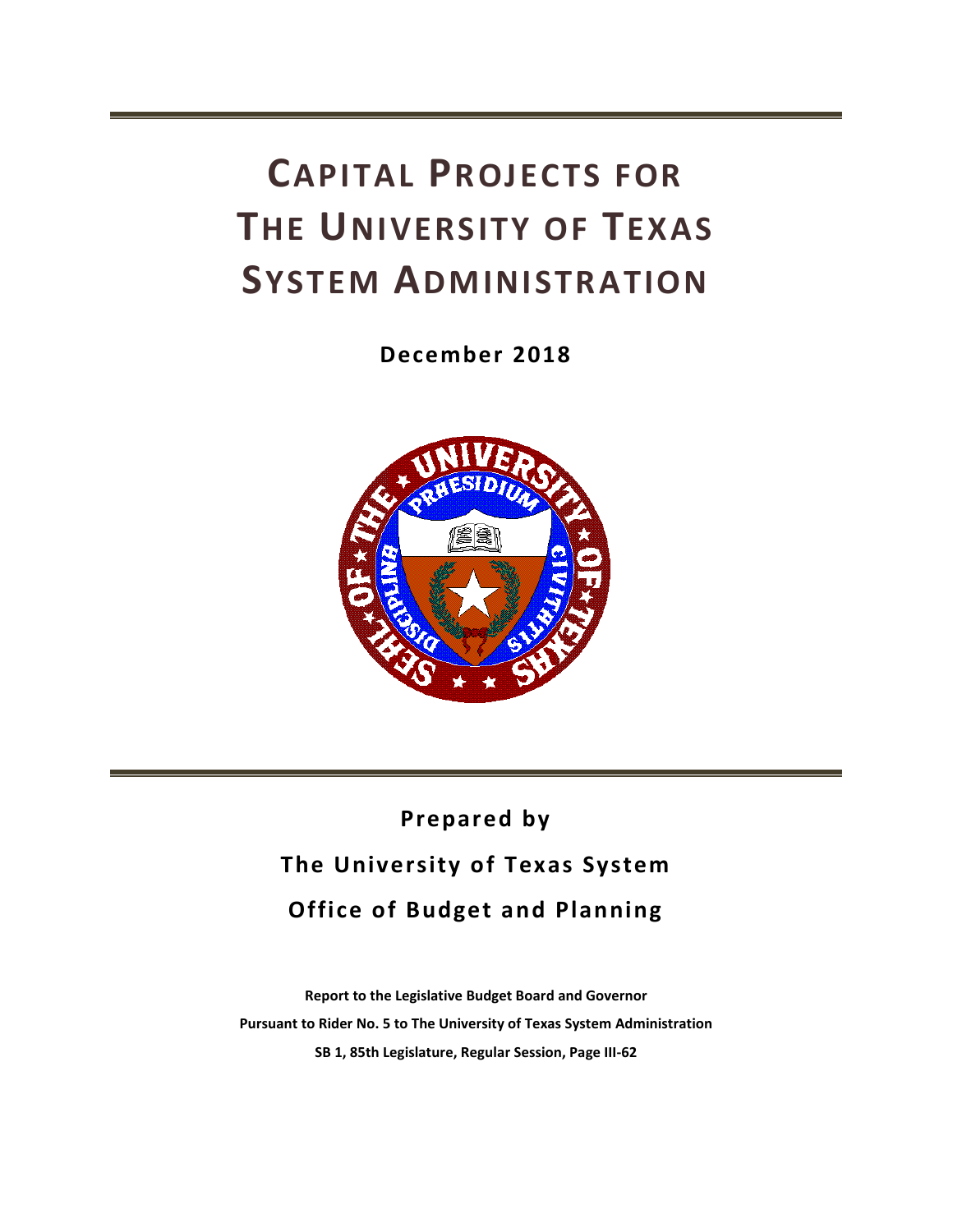# CAPITAL PROJECTS FOR THE UNIVERSITY OF TEXAS SYSTEM ADMINISTRATION

**December 2018**

**Prepared by**

**The University of Texas System**

**Office of Budget and Planning**

**Report to the Legislative Budget Board and Governor**

**Pursuant to Rider No. 5 to The University of Texas System Administration**

**SB 1, 85th Legislature, Regular Session, Page III-62**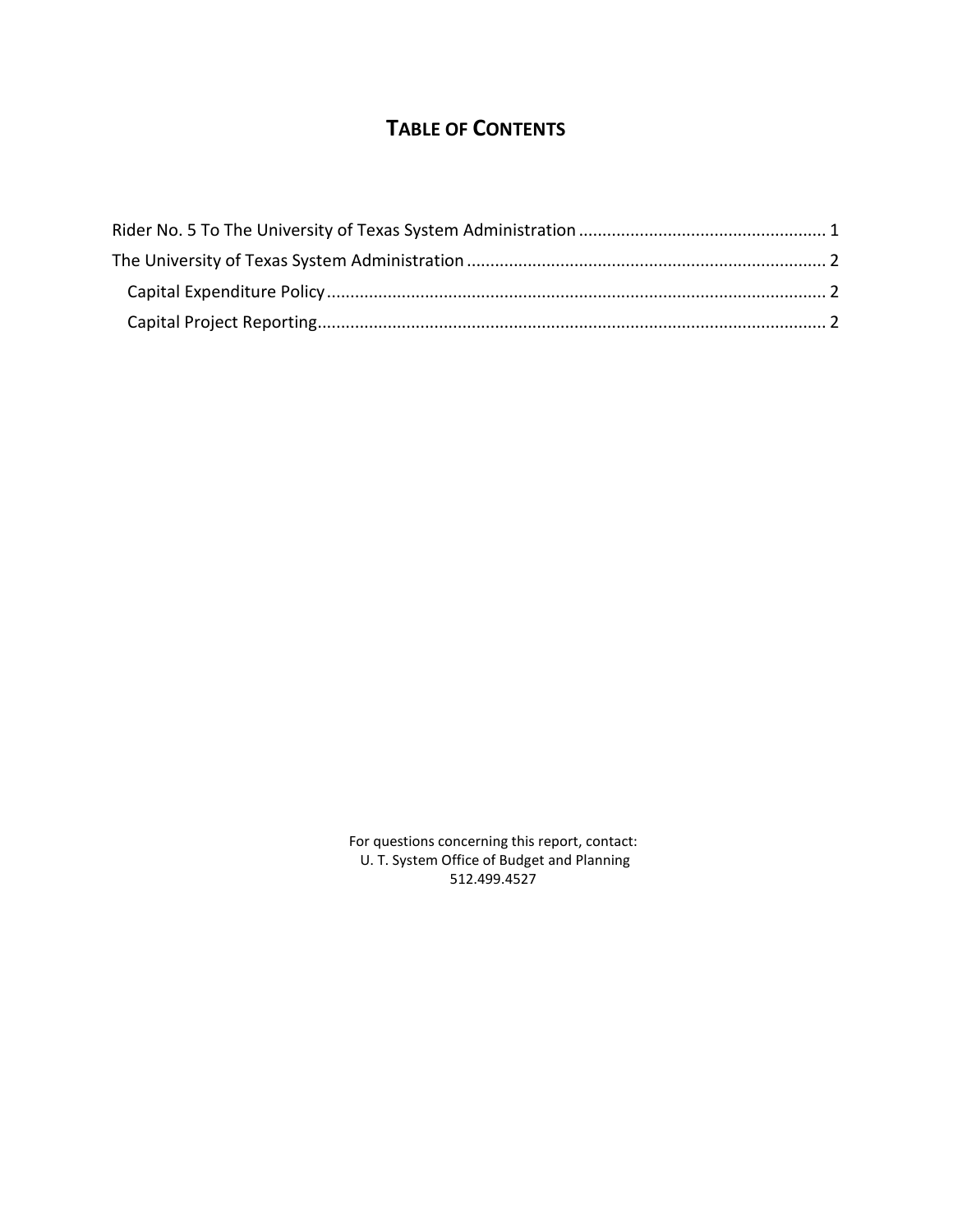# TABLE OF CONTENTS

Rider No. 5 To The University of Texas System Administration ..................................................... 1

The University of Texas System Administration ............................................................................ 2

Capital Expenditure Policy ......................................................................................................... 2

Capital Project Reporting............................................................................................................ 2

For questions concerning this report, contact:
U. T. System Office of Budget and Planning
512.499.4527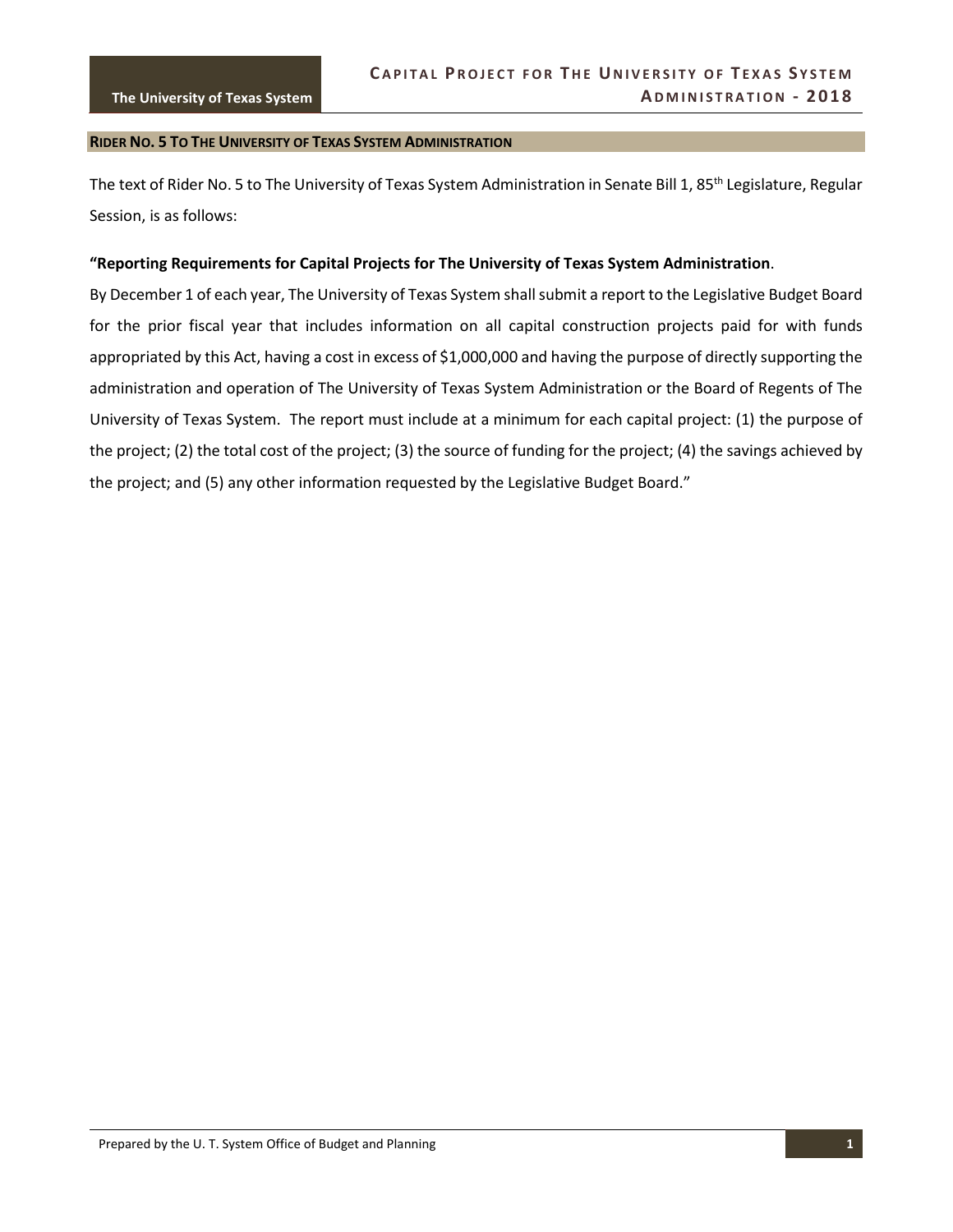## RIDER NO. 5 TO THE UNIVERSITY OF TEXAS SYSTEM ADMINISTRATION

The text of Rider No. 5 to The University of Texas System Administration in Senate Bill 1, 85th Legislature, Regular Session, is as follows:

**"Reporting Requirements for Capital Projects for The University of Texas System Administration**.

By December 1 of each year, The University of Texas System shall submit a report to the Legislative Budget Board for the prior fiscal year that includes information on all capital construction projects paid for with funds appropriated by this Act, having a cost in excess of $1,000,000 and having the purpose of directly supporting the administration and operation of The University of Texas System Administration or the Board of Regents of The University of Texas System. The report must include at a minimum for each capital project: (1) the purpose of the project; (2) the total cost of the project; (3) the source of funding for the project; (4) the savings achieved by the project; and (5) any other information requested by the Legislative Budget Board."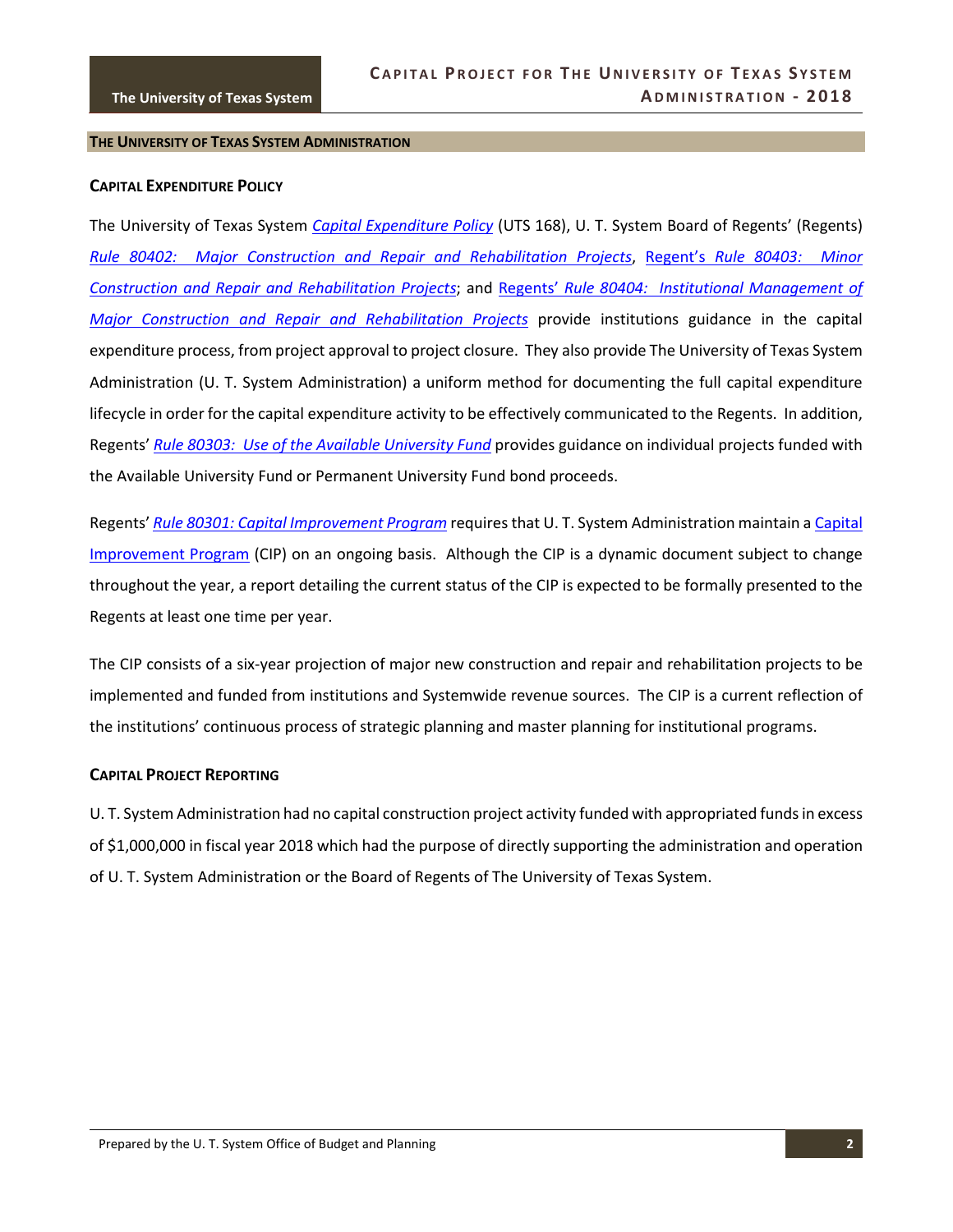## The University of Texas System Administration

### Capital Expenditure Policy

The University of Texas System *Capital Expenditure Policy* (UTS 168), U. T. System Board of Regents' (Regents) *Rule 80402: Major Construction and Repair and Rehabilitation Projects*, Regent's *Rule 80403: Minor Construction and Repair and Rehabilitation Projects*; and Regents' *Rule 80404: Institutional Management of Major Construction and Repair and Rehabilitation Projects* provide institutions guidance in the capital expenditure process, from project approval to project closure. They also provide The University of Texas System Administration (U. T. System Administration) a uniform method for documenting the full capital expenditure lifecycle in order for the capital expenditure activity to be effectively communicated to the Regents. In addition, Regents' *Rule 80303: Use of the Available University Fund* provides guidance on individual projects funded with the Available University Fund or Permanent University Fund bond proceeds.

Regents' *Rule 80301: Capital Improvement Program* requires that U. T. System Administration maintain a Capital Improvement Program (CIP) on an ongoing basis. Although the CIP is a dynamic document subject to change throughout the year, a report detailing the current status of the CIP is expected to be formally presented to the Regents at least one time per year.

The CIP consists of a six-year projection of major new construction and repair and rehabilitation projects to be implemented and funded from institutions and Systemwide revenue sources. The CIP is a current reflection of the institutions' continuous process of strategic planning and master planning for institutional programs.

### Capital Project Reporting

U. T. System Administration had no capital construction project activity funded with appropriated funds in excess of $1,000,000 in fiscal year 2018 which had the purpose of directly supporting the administration and operation of U. T. System Administration or the Board of Regents of The University of Texas System.